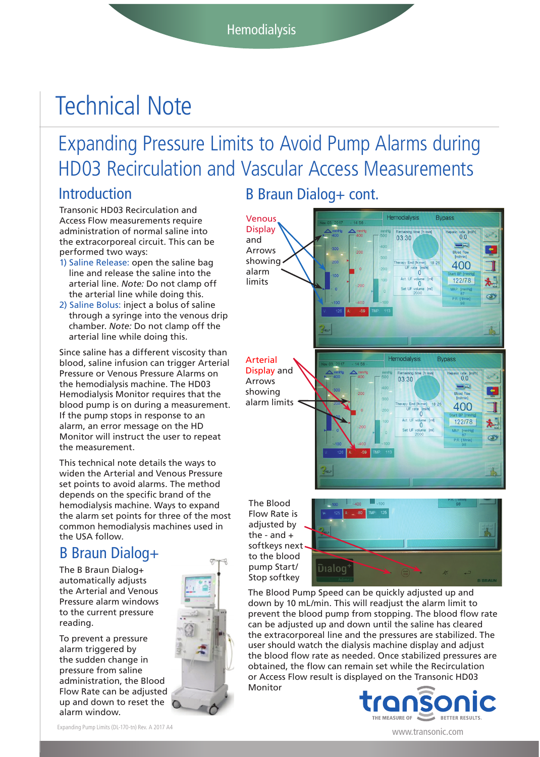Hemodialysis

# Technical Note

## Expanding Pressure Limits to Avoid Pump Alarms during HD03 Recirculation and Vascular Access Measurements

### Introduction

Transonic HD03 Recirculation and Access Flow measurements require administration of normal saline into the extracorporeal circuit. This can be performed two ways:

1) Saline Release: open the saline bag line and release the saline into the arterial line. *Note:* Do not clamp off the arterial line while doing this.
2) Saline Bolus: inject a bolus of saline through a syringe into the venous drip chamber. *Note:* Do not clamp off the arterial line while doing this.

Since saline has a different viscosity than blood, saline infusion can trigger Arterial Pressure or Venous Pressure Alarms on the hemodialysis machine. The HD03 Hemodialysis Monitor requires that the blood pump is on during a measurement. If the pump stops in response to an alarm, an error message on the HD Monitor will instruct the user to repeat the measurement.

This technical note details the ways to widen the Arterial and Venous Pressure set points to avoid alarms. The method depends on the specific brand of the hemodialysis machine. Ways to expand the alarm set points for three of the most common hemodialysis machines used in the USA follow.

### B Braun Dialog+

The B Braun Dialog+ automatically adjusts the Arterial and Venous Pressure alarm windows to the current pressure reading.

To prevent a pressure alarm triggered by the sudden change in pressure from saline administration, the Blood Flow Rate can be adjusted up and down to reset the alarm window.

### B Braun Dialog+ cont.

Venous Display and Arrows showing alarm limits

Arterial Display and Arrows showing alarm limits

The Blood Flow Rate is adjusted by the - and + softkeys next to the blood pump Start/Stop softkey

The Blood Pump Speed can be quickly adjusted up and down by 10 mL/min. This will readjust the alarm limit to prevent the blood pump from stopping. The blood flow rate can be adjusted up and down until the saline has cleared the extracorporeal line and the pressures are stabilized. The user should watch the dialysis machine display and adjust the blood flow rate as needed. Once stabilized pressures are obtained, the flow can remain set while the Recirculation or Access Flow result is displayed on the Transonic HD03 Monitor

Expanding Pump Limits (DL-170-tn) Rev. A 2017 A4

transonic THE MEASURE OF BETTER RESULTS.

www.transonic.com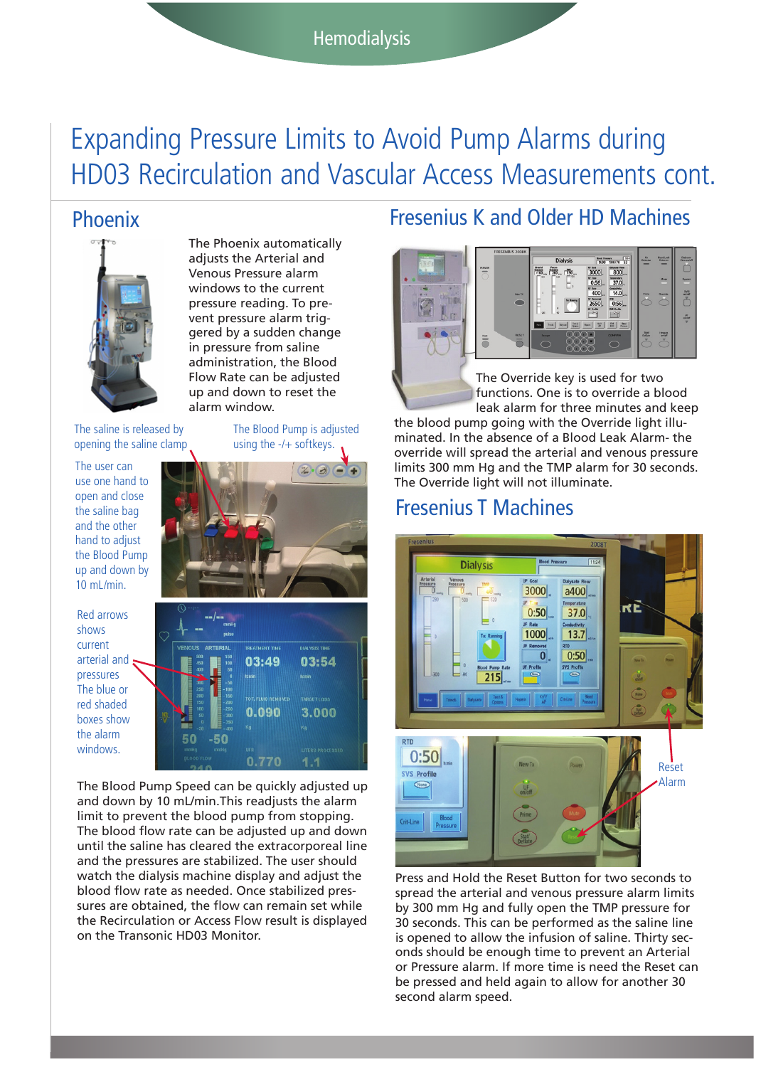# Expanding Pressure Limits to Avoid Pump Alarms during HD03 Recirculation and Vascular Access Measurements cont.

## Phoenix

The Phoenix automatically adjusts the Arterial and Venous Pressure alarm windows to the current pressure reading. To prevent pressure alarm triggered by a sudden change in pressure from saline administration, the Blood Flow Rate can be adjusted up and down to reset the alarm window.

The saline is released by opening the saline clamp

The Blood Pump is adjusted using the -/+ softkeys.

The user can use one hand to open and close the saline bag and the other hand to adjust the Blood Pump up and down by 10 mL/min.

Red arrows shows current arterial and pressures The blue or red shaded boxes show the alarm windows.

The Blood Pump Speed can be quickly adjusted up and down by 10 mL/min.This readjusts the alarm limit to prevent the blood pump from stopping. The blood flow rate can be adjusted up and down until the saline has cleared the extracorporeal line and the pressures are stabilized. The user should watch the dialysis machine display and adjust the blood flow rate as needed. Once stabilized pressures are obtained, the flow can remain set while the Recirculation or Access Flow result is displayed on the Transonic HD03 Monitor.

## Fresenius K and Older HD Machines

The Override key is used for two functions. One is to override a blood leak alarm for three minutes and keep the blood pump going with the Override light illuminated. In the absence of a Blood Leak Alarm- the override will spread the arterial and venous pressure limits 300 mm Hg and the TMP alarm for 30 seconds. The Override light will not illuminate.

## Fresenius T Machines

Reset Alarm

Press and Hold the Reset Button for two seconds to spread the arterial and venous pressure alarm limits by 300 mm Hg and fully open the TMP pressure for 30 seconds. This can be performed as the saline line is opened to allow the infusion of saline. Thirty seconds should be enough time to prevent an Arterial or Pressure alarm. If more time is need the Reset can be pressed and held again to allow for another 30 second alarm speed.